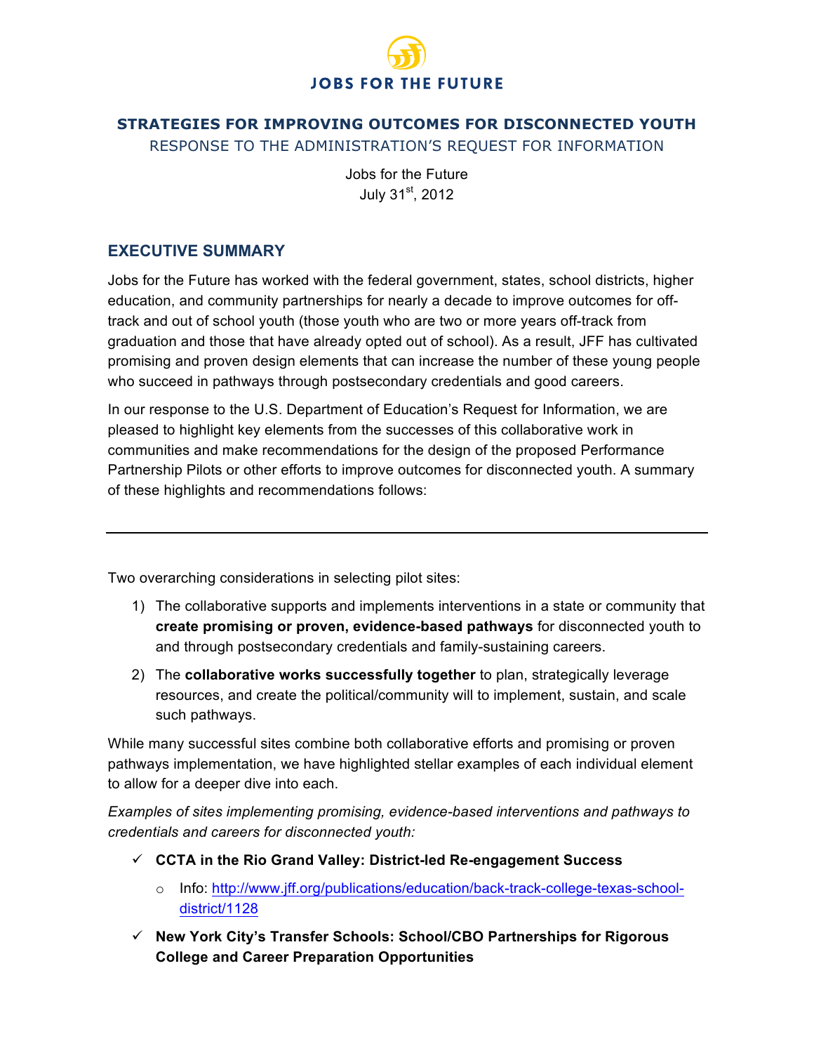JOBS FOR THE FUTURE

# STRATEGIES FOR IMPROVING OUTCOMES FOR DISCONNECTED YOUTH

RESPONSE TO THE ADMINISTRATION'S REQUEST FOR INFORMATION

Jobs for the Future
July 31st, 2012

## EXECUTIVE SUMMARY

Jobs for the Future has worked with the federal government, states, school districts, higher education, and community partnerships for nearly a decade to improve outcomes for off-track and out of school youth (those youth who are two or more years off-track from graduation and those that have already opted out of school). As a result, JFF has cultivated promising and proven design elements that can increase the number of these young people who succeed in pathways through postsecondary credentials and good careers.

In our response to the U.S. Department of Education's Request for Information, we are pleased to highlight key elements from the successes of this collaborative work in communities and make recommendations for the design of the proposed Performance Partnership Pilots or other efforts to improve outcomes for disconnected youth. A summary of these highlights and recommendations follows:

---

Two overarching considerations in selecting pilot sites:

1) The collaborative supports and implements interventions in a state or community that **create promising or proven, evidence-based pathways** for disconnected youth to and through postsecondary credentials and family-sustaining careers.
2) The **collaborative works successfully together** to plan, strategically leverage resources, and create the political/community will to implement, sustain, and scale such pathways.

While many successful sites combine both collaborative efforts and promising or proven pathways implementation, we have highlighted stellar examples of each individual element to allow for a deeper dive into each.

*Examples of sites implementing promising, evidence-based interventions and pathways to credentials and careers for disconnected youth:*

- ✓ **CCTA in the Rio Grand Valley: District-led Re-engagement Success**
  - Info: http://www.jff.org/publications/education/back-track-college-texas-school-district/1128
- ✓ **New York City's Transfer Schools: School/CBO Partnerships for Rigorous College and Career Preparation Opportunities**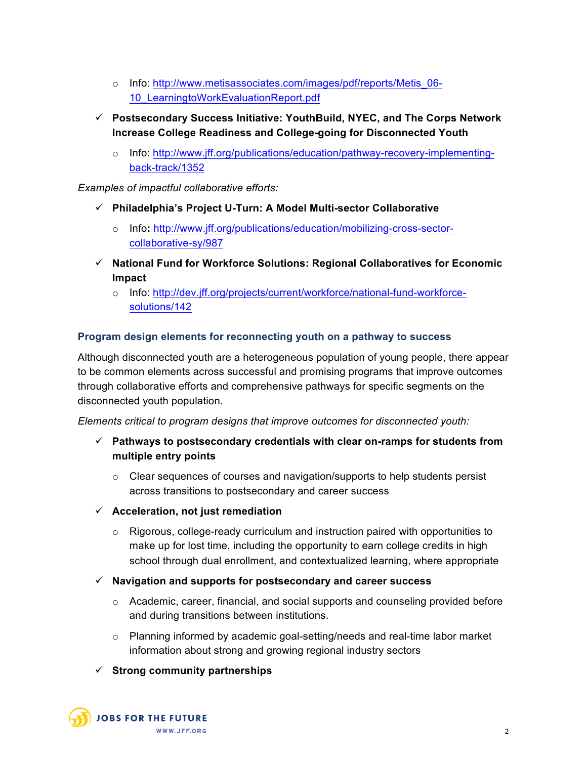- Info: http://www.metisassociates.com/images/pdf/reports/Metis_06-10_LearningtoWorkEvaluationReport.pdf

- ✓ **Postsecondary Success Initiative: YouthBuild, NYEC, and The Corps Network Increase College Readiness and College-going for Disconnected Youth**
   - Info: http://www.jff.org/publications/education/pathway-recovery-implementing-back-track/1352

*Examples of impactful collaborative efforts:*

- ✓ **Philadelphia's Project U-Turn: A Model Multi-sector Collaborative**
   - Info**:** http://www.jff.org/publications/education/mobilizing-cross-sector-collaborative-sy/987
- ✓ **National Fund for Workforce Solutions: Regional Collaboratives for Economic Impact**
   - Info: http://dev.jff.org/projects/current/workforce/national-fund-workforce-solutions/142

### Program design elements for reconnecting youth on a pathway to success

Although disconnected youth are a heterogeneous population of young people, there appear to be common elements across successful and promising programs that improve outcomes through collaborative efforts and comprehensive pathways for specific segments on the disconnected youth population.

*Elements critical to program designs that improve outcomes for disconnected youth:*

- ✓ **Pathways to postsecondary credentials with clear on-ramps for students from multiple entry points**
   - Clear sequences of courses and navigation/supports to help students persist across transitions to postsecondary and career success
- ✓ **Acceleration, not just remediation**
   - Rigorous, college-ready curriculum and instruction paired with opportunities to make up for lost time, including the opportunity to earn college credits in high school through dual enrollment, and contextualized learning, where appropriate
- ✓ **Navigation and supports for postsecondary and career success**
   - Academic, career, financial, and social supports and counseling provided before and during transitions between institutions.
   - Planning informed by academic goal-setting/needs and real-time labor market information about strong and growing regional industry sectors
- ✓ **Strong community partnerships**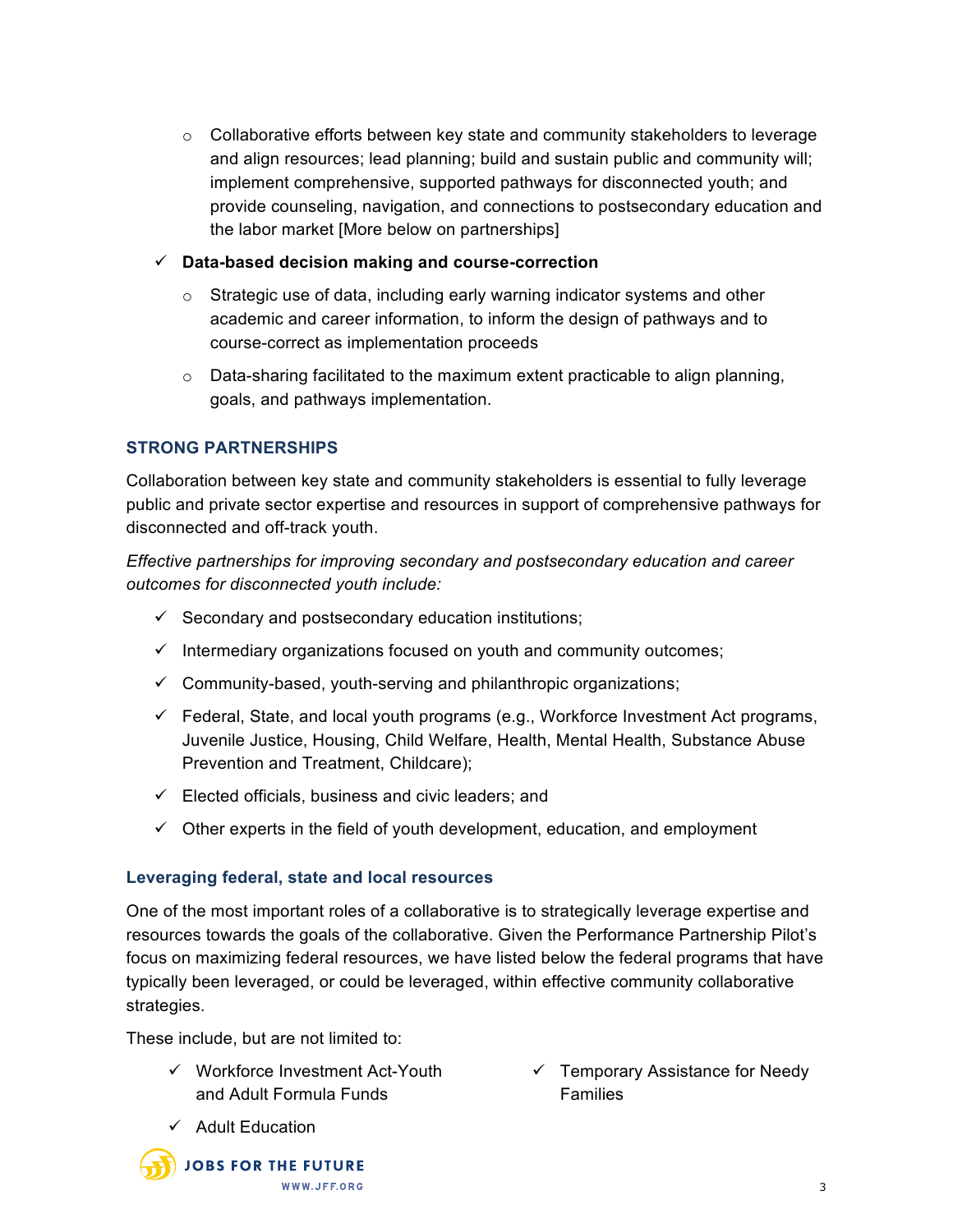- Collaborative efforts between key state and community stakeholders to leverage and align resources; lead planning; build and sustain public and community will; implement comprehensive, supported pathways for disconnected youth; and provide counseling, navigation, and connections to postsecondary education and the labor market [More below on partnerships]

- ✓ **Data-based decision making and course-correction**
   - Strategic use of data, including early warning indicator systems and other academic and career information, to inform the design of pathways and to course-correct as implementation proceeds
   - Data-sharing facilitated to the maximum extent practicable to align planning, goals, and pathways implementation.

## STRONG PARTNERSHIPS

Collaboration between key state and community stakeholders is essential to fully leverage public and private sector expertise and resources in support of comprehensive pathways for disconnected and off-track youth.

*Effective partnerships for improving secondary and postsecondary education and career outcomes for disconnected youth include:*

- ✓ Secondary and postsecondary education institutions;
- ✓ Intermediary organizations focused on youth and community outcomes;
- ✓ Community-based, youth-serving and philanthropic organizations;
- ✓ Federal, State, and local youth programs (e.g., Workforce Investment Act programs, Juvenile Justice, Housing, Child Welfare, Health, Mental Health, Substance Abuse Prevention and Treatment, Childcare);
- ✓ Elected officials, business and civic leaders; and
- ✓ Other experts in the field of youth development, education, and employment

### Leveraging federal, state and local resources

One of the most important roles of a collaborative is to strategically leverage expertise and resources towards the goals of the collaborative. Given the Performance Partnership Pilot's focus on maximizing federal resources, we have listed below the federal programs that have typically been leveraged, or could be leveraged, within effective community collaborative strategies.

These include, but are not limited to:

- ✓ Workforce Investment Act-Youth and Adult Formula Funds
- ✓ Adult Education
- ✓ Temporary Assistance for Needy Families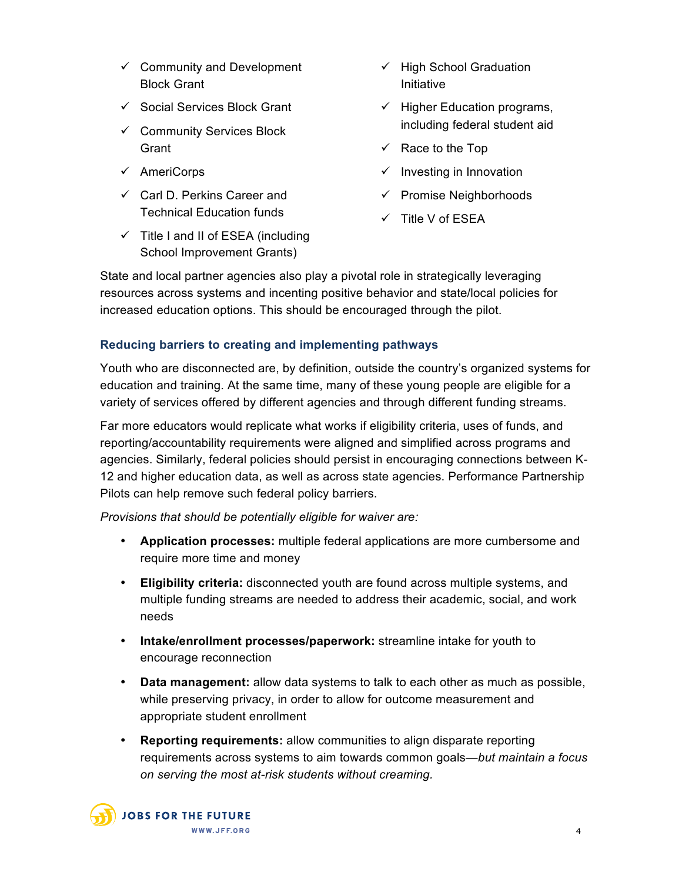- ✓ Community and Development Block Grant
- ✓ Social Services Block Grant
- ✓ Community Services Block Grant
- ✓ AmeriCorps
- ✓ Carl D. Perkins Career and Technical Education funds
- ✓ Title I and II of ESEA (including School Improvement Grants)
- ✓ High School Graduation Initiative
- ✓ Higher Education programs, including federal student aid
- ✓ Race to the Top
- ✓ Investing in Innovation
- ✓ Promise Neighborhoods
- ✓ Title V of ESEA

State and local partner agencies also play a pivotal role in strategically leveraging resources across systems and incenting positive behavior and state/local policies for increased education options. This should be encouraged through the pilot.

### Reducing barriers to creating and implementing pathways

Youth who are disconnected are, by definition, outside the country's organized systems for education and training. At the same time, many of these young people are eligible for a variety of services offered by different agencies and through different funding streams.

Far more educators would replicate what works if eligibility criteria, uses of funds, and reporting/accountability requirements were aligned and simplified across programs and agencies. Similarly, federal policies should persist in encouraging connections between K-12 and higher education data, as well as across state agencies. Performance Partnership Pilots can help remove such federal policy barriers.

*Provisions that should be potentially eligible for waiver are:*

- **Application processes:** multiple federal applications are more cumbersome and require more time and money
- **Eligibility criteria:** disconnected youth are found across multiple systems, and multiple funding streams are needed to address their academic, social, and work needs
- **Intake/enrollment processes/paperwork:** streamline intake for youth to encourage reconnection
- **Data management:** allow data systems to talk to each other as much as possible, while preserving privacy, in order to allow for outcome measurement and appropriate student enrollment
- **Reporting requirements:** allow communities to align disparate reporting requirements across systems to aim towards common goals—*but maintain a focus on serving the most at-risk students without creaming.*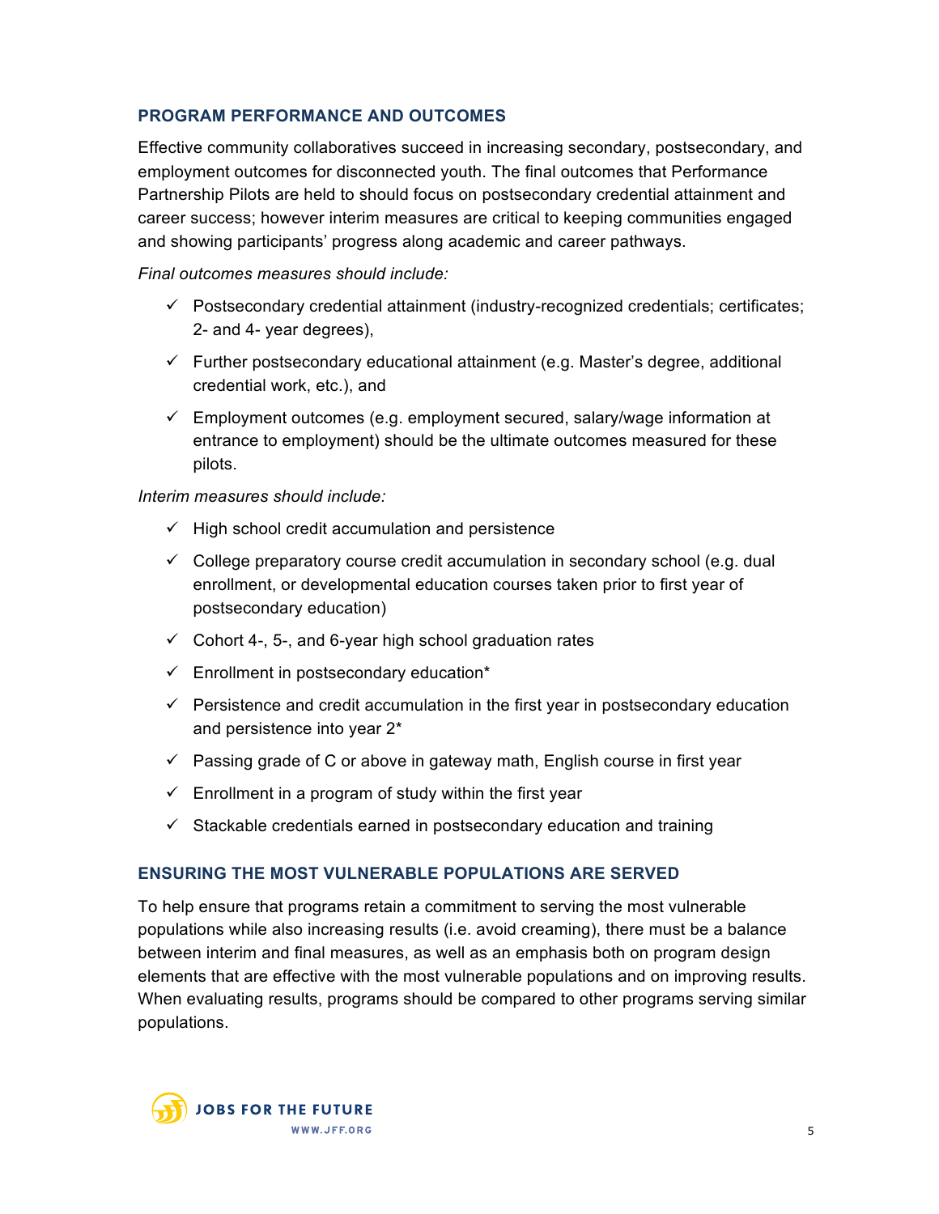## PROGRAM PERFORMANCE AND OUTCOMES

Effective community collaboratives succeed in increasing secondary, postsecondary, and employment outcomes for disconnected youth. The final outcomes that Performance Partnership Pilots are held to should focus on postsecondary credential attainment and career success; however interim measures are critical to keeping communities engaged and showing participants' progress along academic and career pathways.

*Final outcomes measures should include:*

- ✓ Postsecondary credential attainment (industry-recognized credentials; certificates; 2- and 4- year degrees),
- ✓ Further postsecondary educational attainment (e.g. Master's degree, additional credential work, etc.), and
- ✓ Employment outcomes (e.g. employment secured, salary/wage information at entrance to employment) should be the ultimate outcomes measured for these pilots.

*Interim measures should include:*

- ✓ High school credit accumulation and persistence
- ✓ College preparatory course credit accumulation in secondary school (e.g. dual enrollment, or developmental education courses taken prior to first year of postsecondary education)
- ✓ Cohort 4-, 5-, and 6-year high school graduation rates
- ✓ Enrollment in postsecondary education*
- ✓ Persistence and credit accumulation in the first year in postsecondary education and persistence into year 2*
- ✓ Passing grade of C or above in gateway math, English course in first year
- ✓ Enrollment in a program of study within the first year
- ✓ Stackable credentials earned in postsecondary education and training

## ENSURING THE MOST VULNERABLE POPULATIONS ARE SERVED

To help ensure that programs retain a commitment to serving the most vulnerable populations while also increasing results (i.e. avoid creaming), there must be a balance between interim and final measures, as well as an emphasis both on program design elements that are effective with the most vulnerable populations and on improving results. When evaluating results, programs should be compared to other programs serving similar populations.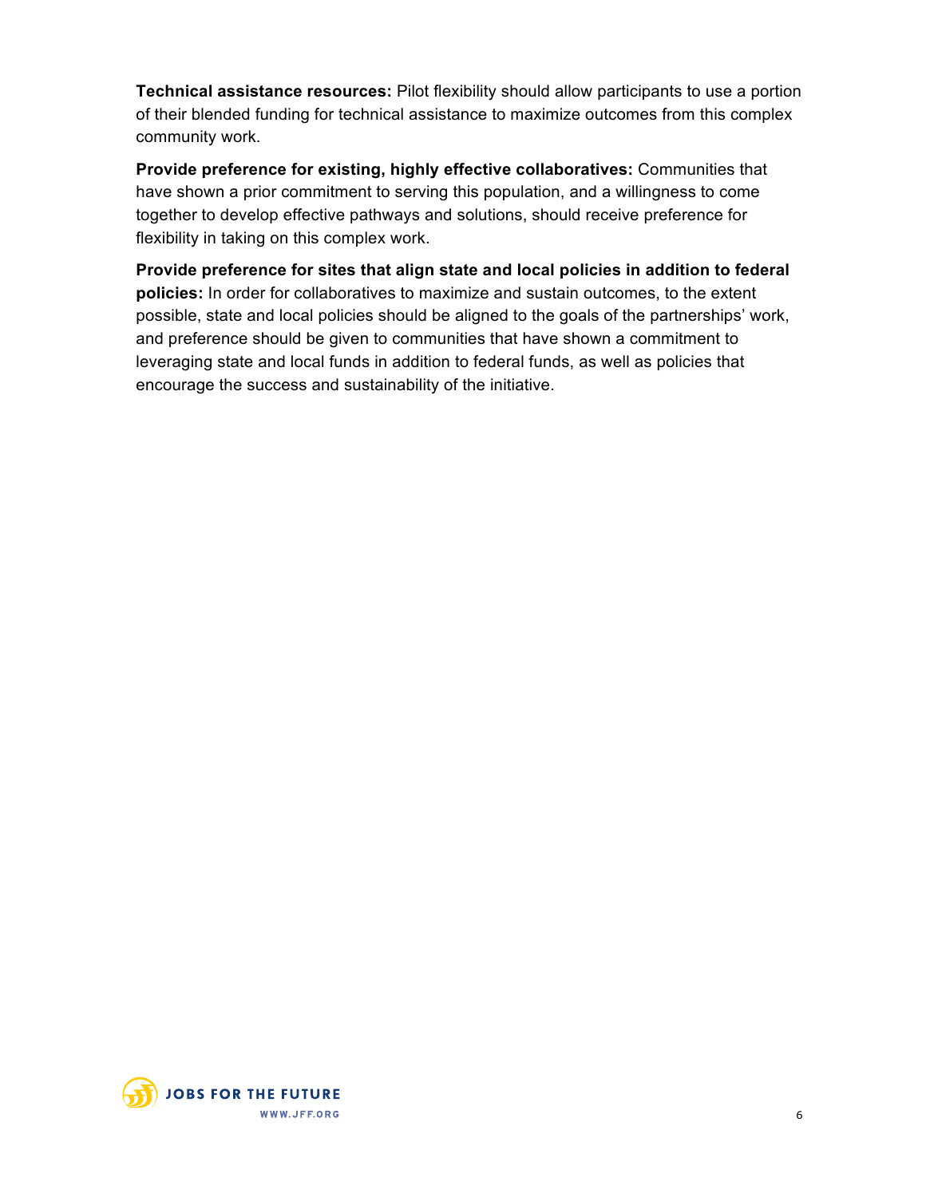**Technical assistance resources:** Pilot flexibility should allow participants to use a portion of their blended funding for technical assistance to maximize outcomes from this complex community work.

**Provide preference for existing, highly effective collaboratives:** Communities that have shown a prior commitment to serving this population, and a willingness to come together to develop effective pathways and solutions, should receive preference for flexibility in taking on this complex work.

**Provide preference for sites that align state and local policies in addition to federal policies:** In order for collaboratives to maximize and sustain outcomes, to the extent possible, state and local policies should be aligned to the goals of the partnerships' work, and preference should be given to communities that have shown a commitment to leveraging state and local funds in addition to federal funds, as well as policies that encourage the success and sustainability of the initiative.